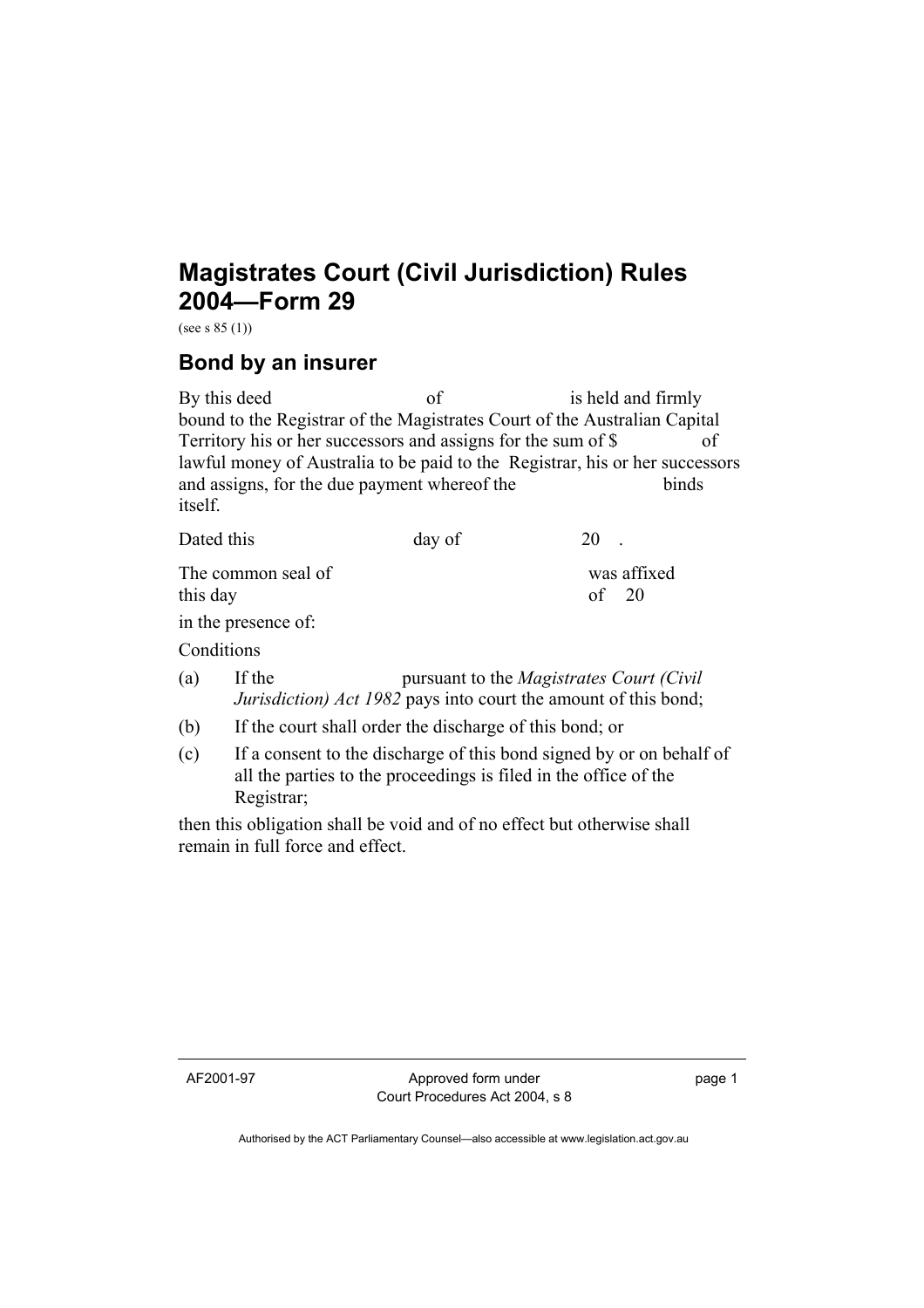# Magistrates Court (Civil Jurisdiction) Rules 2004—Form 29

(see s 85 (1))

## Bond by an insurer

By this deed                              of                         is held and firmly bound to the Registrar of the Magistrates Court of the Australian Capital Territory his or her successors and assigns for the sum of $                of lawful money of Australia to be paid to the Registrar, his or her successors and assigns, for the due payment whereof the                              binds itself.

Dated this                              day of                    20   .

The common seal of                                                    was affixed this day                                                                         of    20

in the presence of:

Conditions

(a) If the                         pursuant to the *Magistrates Court (Civil Jurisdiction) Act 1982* pays into court the amount of this bond;

(b) If the court shall order the discharge of this bond; or

(c) If a consent to the discharge of this bond signed by or on behalf of all the parties to the proceedings is filed in the office of the Registrar;

then this obligation shall be void and of no effect but otherwise shall remain in full force and effect.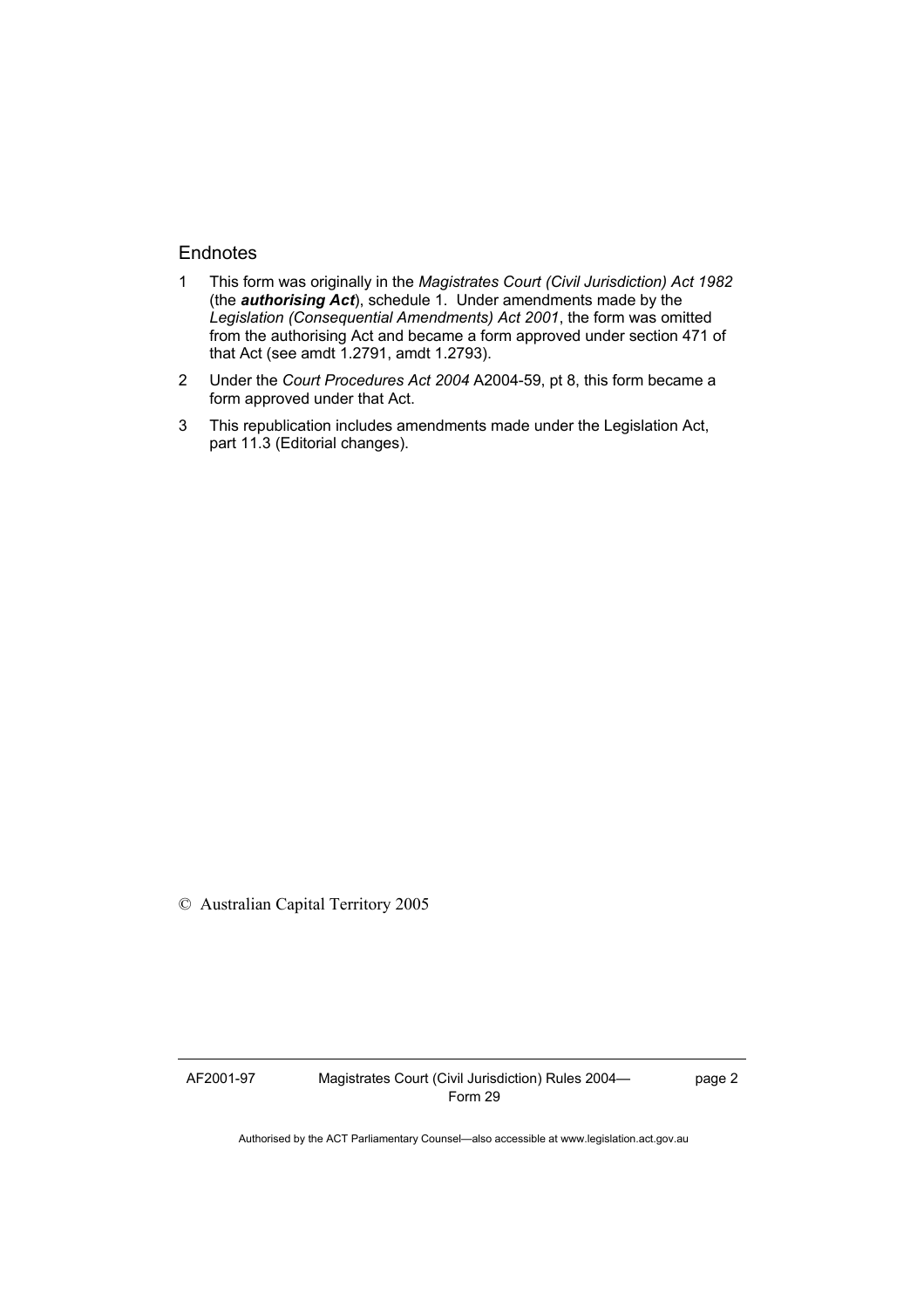## Endnotes

1 This form was originally in the *Magistrates Court (Civil Jurisdiction) Act 1982* (the ***authorising Act***), schedule 1. Under amendments made by the *Legislation (Consequential Amendments) Act 2001*, the form was omitted from the authorising Act and became a form approved under section 471 of that Act (see amdt 1.2791, amdt 1.2793).

2 Under the *Court Procedures Act 2004* A2004-59, pt 8, this form became a form approved under that Act.

3 This republication includes amendments made under the Legislation Act, part 11.3 (Editorial changes).

© Australian Capital Territory 2005